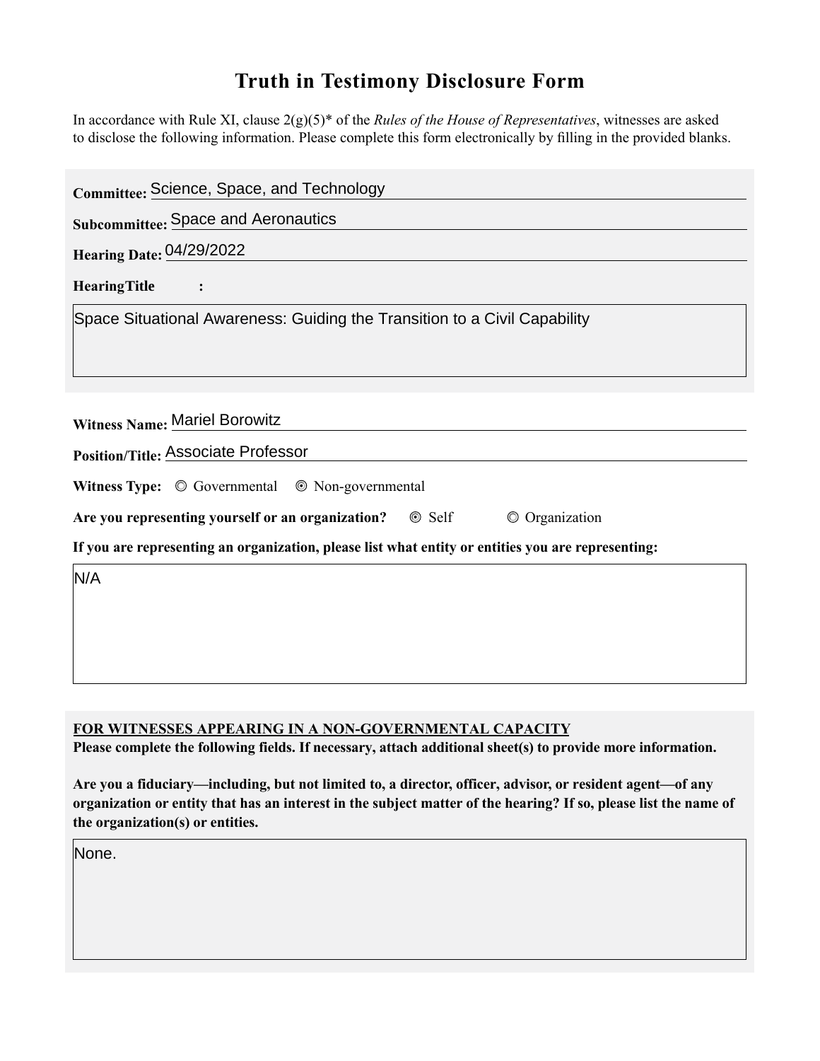# Truth in Testimony Disclosure Form

In accordance with Rule XI, clause 2(g)(5)* of the *Rules of the House of Representatives*, witnesses are asked to disclose the following information. Please complete this form electronically by filling in the provided blanks.

**Committee:** Science, Space, and Technology

**Subcommittee:** Space and Aeronautics

**Hearing Date:** 04/29/2022

**HearingTitle :**

Space Situational Awareness: Guiding the Transition to a Civil Capability

**Witness Name:** Mariel Borowitz

**Position/Title:** Associate Professor

**Witness Type:** ◎ Governmental ⦿ Non-governmental

**Are you representing yourself or an organization?** ⦿ Self ◎ Organization

**If you are representing an organization, please list what entity or entities you are representing:**

N/A

**FOR WITNESSES APPEARING IN A NON-GOVERNMENTAL CAPACITY**

**Please complete the following fields. If necessary, attach additional sheet(s) to provide more information.**

**Are you a fiduciary—including, but not limited to, a director, officer, advisor, or resident agent—of any organization or entity that has an interest in the subject matter of the hearing? If so, please list the name of the organization(s) or entities.**

None.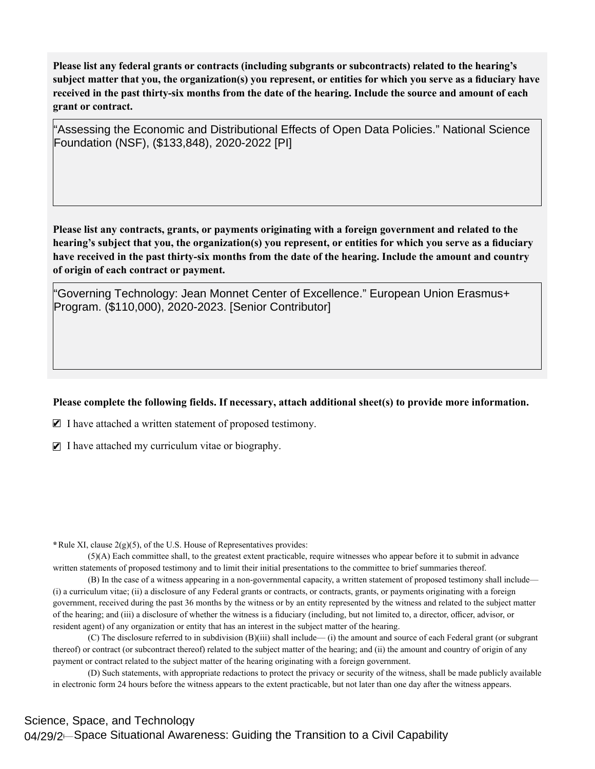**Please list any federal grants or contracts (including subgrants or subcontracts) related to the hearing's subject matter that you, the organization(s) you represent, or entities for which you serve as a fiduciary have received in the past thirty-six months from the date of the hearing. Include the source and amount of each grant or contract.**

"Assessing the Economic and Distributional Effects of Open Data Policies." National Science Foundation (NSF), ($133,848), 2020-2022 [PI]

**Please list any contracts, grants, or payments originating with a foreign government and related to the hearing's subject that you, the organization(s) you represent, or entities for which you serve as a fiduciary have received in the past thirty-six months from the date of the hearing. Include the amount and country of origin of each contract or payment.**

"Governing Technology: Jean Monnet Center of Excellence." European Union Erasmus+ Program. ($110,000), 2020-2023. [Senior Contributor]

**Please complete the following fields. If necessary, attach additional sheet(s) to provide more information.**

☑ I have attached a written statement of proposed testimony.

☑ I have attached my curriculum vitae or biography.

*Rule XI, clause 2(g)(5), of the U.S. House of Representatives provides:

(5)(A) Each committee shall, to the greatest extent practicable, require witnesses who appear before it to submit in advance written statements of proposed testimony and to limit their initial presentations to the committee to brief summaries thereof.

(B) In the case of a witness appearing in a non-governmental capacity, a written statement of proposed testimony shall include— (i) a curriculum vitae; (ii) a disclosure of any Federal grants or contracts, or contracts, grants, or payments originating with a foreign government, received during the past 36 months by the witness or by an entity represented by the witness and related to the subject matter of the hearing; and (iii) a disclosure of whether the witness is a fiduciary (including, but not limited to, a director, officer, advisor, or resident agent) of any organization or entity that has an interest in the subject matter of the hearing.

(C) The disclosure referred to in subdivision (B)(iii) shall include— (i) the amount and source of each Federal grant (or subgrant thereof) or contract (or subcontract thereof) related to the subject matter of the hearing; and (ii) the amount and country of origin of any payment or contract related to the subject matter of the hearing originating with a foreign government.

(D) Such statements, with appropriate redactions to protect the privacy or security of the witness, shall be made publicly available in electronic form 24 hours before the witness appears to the extent practicable, but not later than one day after the witness appears.

Science, Space, and Technology
04/29/2 — Space Situational Awareness: Guiding the Transition to a Civil Capability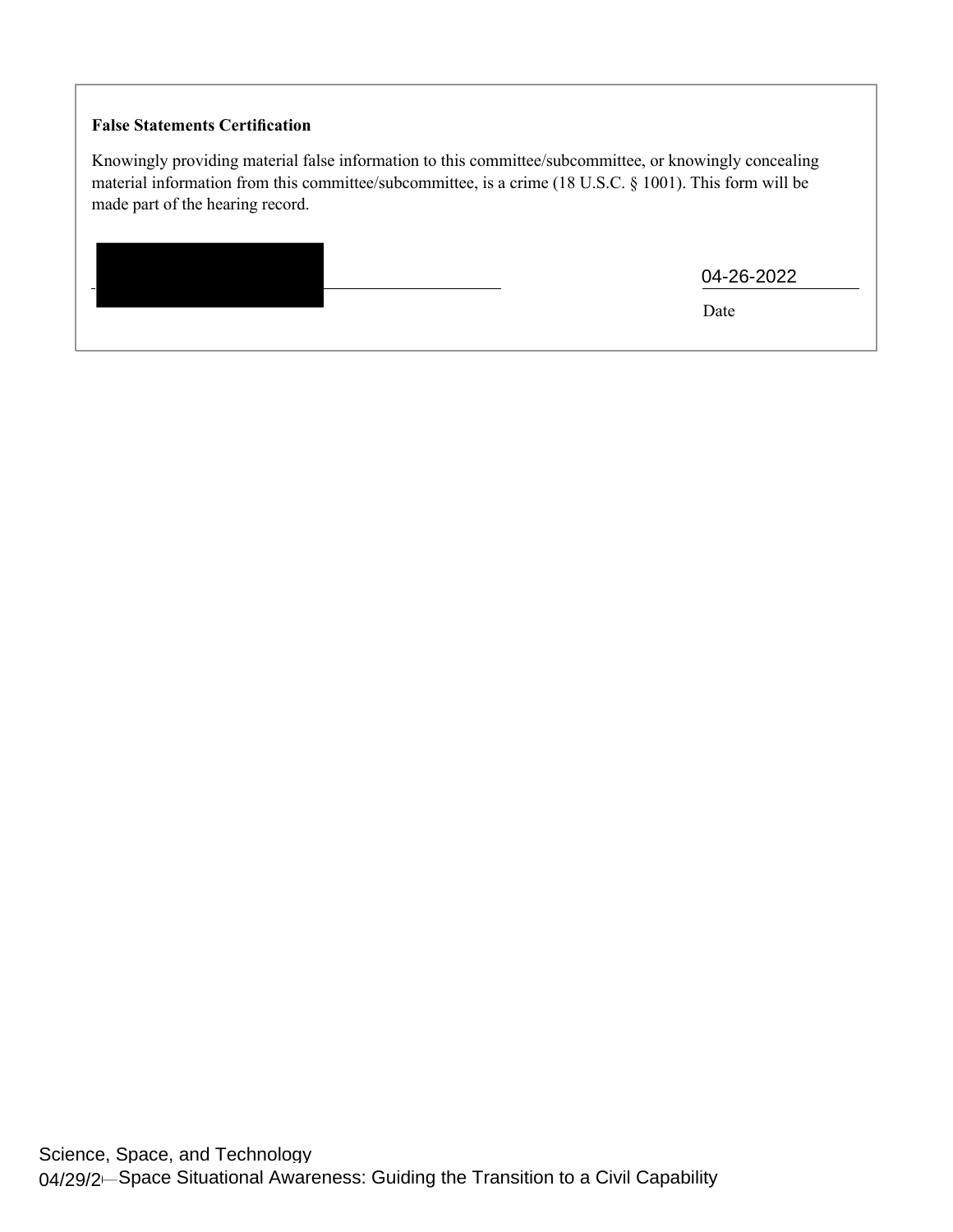**False Statements Certification**

Knowingly providing material false information to this committee/subcommittee, or knowingly concealing material information from this committee/subcommittee, is a crime (18 U.S.C. § 1001). This form will be made part of the hearing record.

04-26-2022

Date